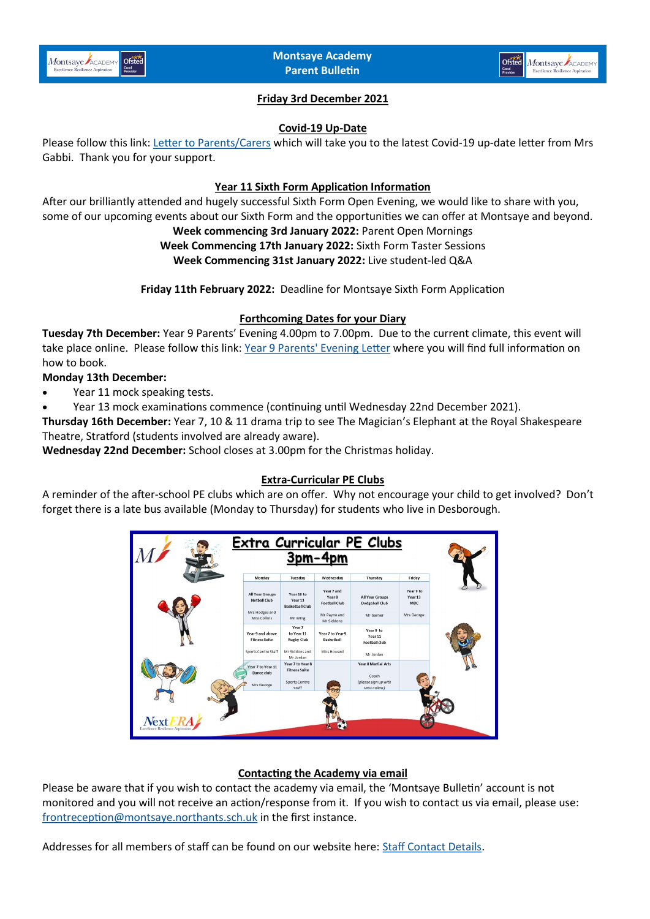# Montsaye Academy
# Parent Bulletin

**Friday 3rd December 2021**

## Covid-19 Up-Date

Please follow this link: [Letter to Parents/Carers]() which will take you to the latest Covid-19 up-date letter from Mrs Gabbi. Thank you for your support.

## Year 11 Sixth Form Application Information

After our brilliantly attended and hugely successful Sixth Form Open Evening, we would like to share with you, some of our upcoming events about our Sixth Form and the opportunities we can offer at Montsaye and beyond.

**Week commencing 3rd January 2022:** Parent Open Mornings
**Week Commencing 17th January 2022:** Sixth Form Taster Sessions
**Week Commencing 31st January 2022:** Live student-led Q&A

**Friday 11th February 2022:** Deadline for Montsaye Sixth Form Application

## Forthcoming Dates for your Diary

**Tuesday 7th December:** Year 9 Parents' Evening 4.00pm to 7.00pm. Due to the current climate, this event will take place online. Please follow this link: [Year 9 Parents' Evening Letter]() where you will find full information on how to book.

**Monday 13th December:**

- Year 11 mock speaking tests.
- Year 13 mock examinations commence (continuing until Wednesday 22nd December 2021).

**Thursday 16th December:** Year 7, 10 & 11 drama trip to see The Magician's Elephant at the Royal Shakespeare Theatre, Stratford (students involved are already aware).

**Wednesday 22nd December:** School closes at 3.00pm for the Christmas holiday.

## Extra-Curricular PE Clubs

A reminder of the after-school PE clubs which are on offer. Why not encourage your child to get involved? Don't forget there is a late bus available (Monday to Thursday) for students who live in Desborough.

**Extra Curricular PE Clubs**
**3pm-4pm**

| Monday | Tuesday | Wednesday | Thursday | Friday |
|---|---|---|---|---|
| All Year Groups Netball Club<br>Mrs Hodges and Miss Collins | Year 10 to Year 13 Basketball Club<br>Mr Wing | Year 7 and Year 8 Football Club<br>Mr Payne and Mr Siddons | All Year Groups Dodgeball Club<br>Mr Garner | Year 9 to Year 13 MDC<br>Mrs George |
| Year 9 and above Fitness Suite<br>Sports Centre Staff | Year 7 to Year 11 Rugby Club<br>Mr Siddons and Mr Jordan | Year 7 to Year 9 Basketball<br>Miss Howard | Year 9 to Year 11 Football club<br>Mr Jordan | |
| Year 7 to Year 11 Dance club<br>Mrs George | Year 7 to Year 8 Fitness Suite<br>Sports Centre Staff | | Year 8 Martial Arts<br>Coach<br>(please sign up with Miss Collins) | |

## Contacting the Academy via email

Please be aware that if you wish to contact the academy via email, the 'Montsaye Bulletin' account is not monitored and you will not receive an action/response from it. If you wish to contact us via email, please use: [frontreception@montsaye.northants.sch.uk]() in the first instance.

Addresses for all members of staff can be found on our website here: [Staff Contact Details]().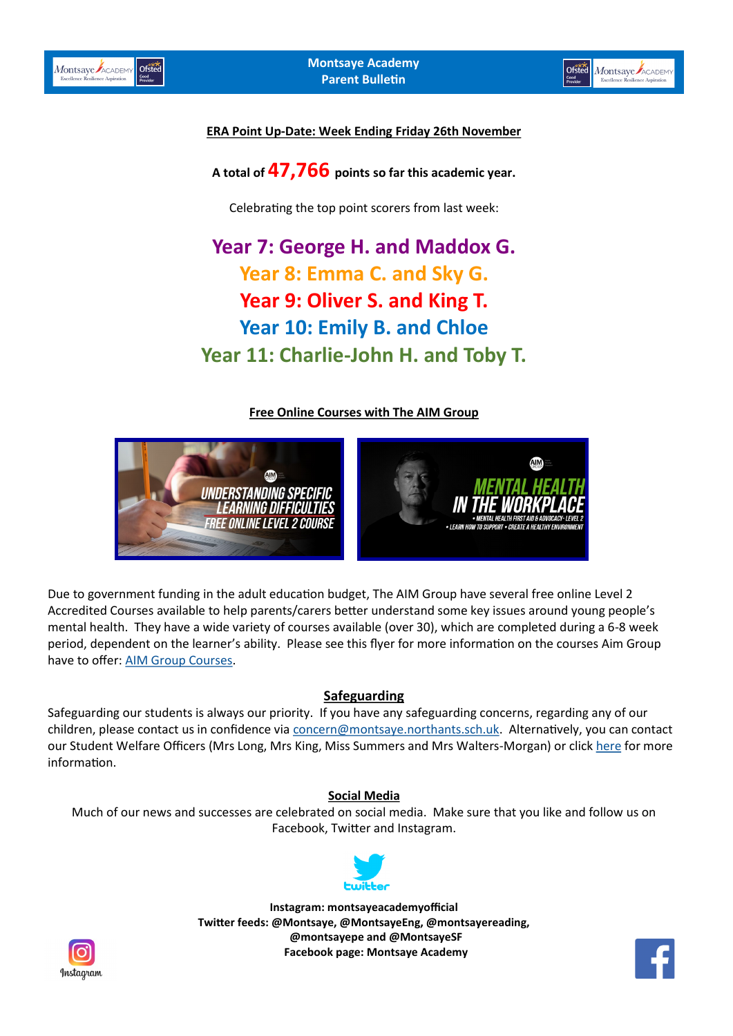## ERA Point Up-Date: Week Ending Friday 26th November

**A total of 47,766 points so far this academic year.**

Celebrating the top point scorers from last week:

**Year 7: George H. and Maddox G.**
**Year 8: Emma C. and Sky G.**
**Year 9: Oliver S. and King T.**
**Year 10: Emily B. and Chloe**
**Year 11: Charlie-John H. and Toby T.**

## Free Online Courses with The AIM Group

UNDERSTANDING SPECIFIC LEARNING DIFFICULTIES
FREE ONLINE LEVEL 2 COURSE

MENTAL HEALTH IN THE WORKPLACE
• MENTAL HEALTH FIRST AID & ADVOCACY- LEVEL 2
• LEARN HOW TO SUPPORT • CREATE A HEALTHY ENVIRONMENT

Due to government funding in the adult education budget, The AIM Group have several free online Level 2 Accredited Courses available to help parents/carers better understand some key issues around young people's mental health. They have a wide variety of courses available (over 30), which are completed during a 6-8 week period, dependent on the learner's ability. Please see this flyer for more information on the courses Aim Group have to offer: AIM Group Courses.

## Safeguarding

Safeguarding our students is always our priority. If you have any safeguarding concerns, regarding any of our children, please contact us in confidence via concern@montsaye.northants.sch.uk. Alternatively, you can contact our Student Welfare Officers (Mrs Long, Mrs King, Miss Summers and Mrs Walters-Morgan) or click here for more information.

## Social Media

Much of our news and successes are celebrated on social media. Make sure that you like and follow us on Facebook, Twitter and Instagram.

**Instagram: montsayeacademyofficial**
**Twitter feeds: @Montsaye, @MontsayeEng, @montsayereading, @montsayepe and @MontsayeSF**
**Facebook page: Montsaye Academy**